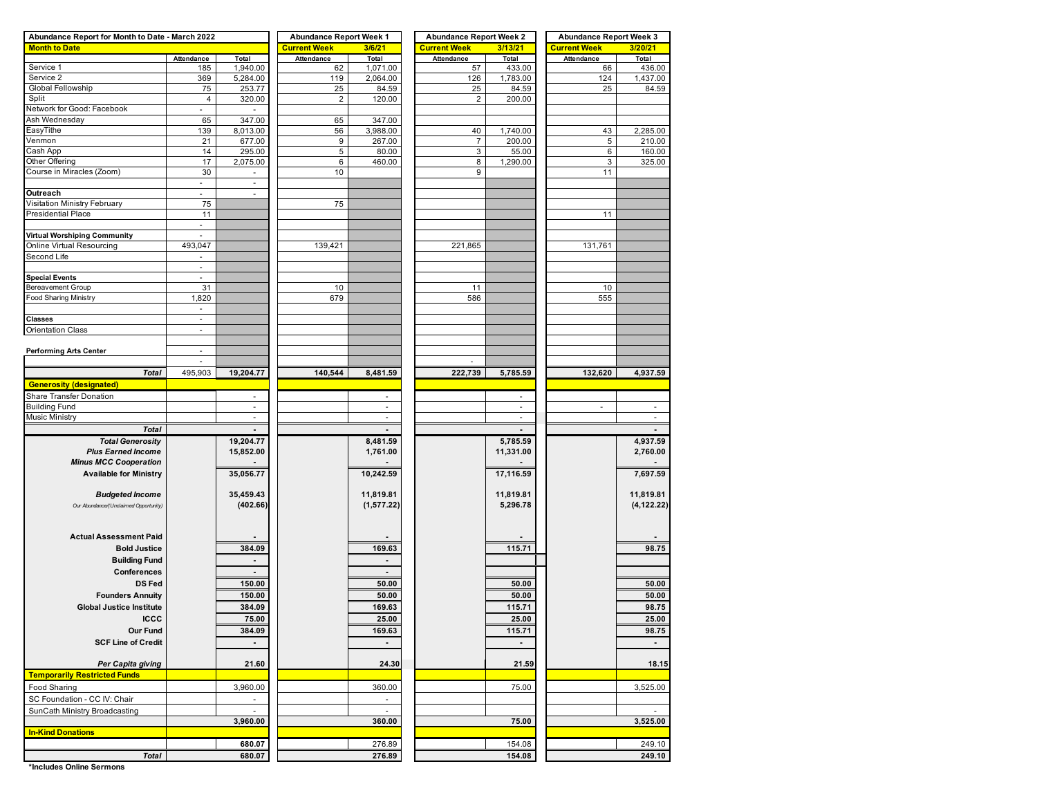| Abundance Report for Month to Date - March 2022 | | | Abundance Report Week 1 | | Abundance Report Week 2 | | Abundance Report Week 3 | |
|---|---|---|---|---|---|---|---|---|
| **Month to Date** | | | **Current Week** | **3/6/21** | **Current Week** | **3/13/21** | **Current Week** | **3/20/21** |
| | Attendance | Total | Attendance | Total | Attendance | Total | Attendance | Total |
| Service 1 | 185 | 1,940.00 | 62 | 1,071.00 | 57 | 433.00 | 66 | 436.00 |
| Service 2 | 369 | 5,284.00 | 119 | 2,064.00 | 126 | 1,783.00 | 124 | 1,437.00 |
| Global Fellowship | 75 | 253.77 | 25 | 84.59 | 25 | 84.59 | 25 | 84.59 |
| Split | 4 | 320.00 | 2 | 120.00 | 2 | 200.00 | | |
| Network for Good: Facebook | - | - | | | | | | |
| Ash Wednesday | 65 | 347.00 | 65 | 347.00 | | | | |
| EasyTithe | 139 | 8,013.00 | 56 | 3,988.00 | 40 | 1,740.00 | 43 | 2,285.00 |
| Venmon | 21 | 677.00 | 9 | 267.00 | 7 | 200.00 | 5 | 210.00 |
| Cash App | 14 | 295.00 | 5 | 80.00 | 3 | 55.00 | 6 | 160.00 |
| Other Offering | 17 | 2,075.00 | 6 | 460.00 | 8 | 1,290.00 | 3 | 325.00 |
| Course in Miracles (Zoom) | 30 | - | 10 | | 9 | | 11 | |
| | - | - | | | | | | |
| **Outreach** | - | - | | | | | | |
| Visitation Ministry February | 75 | | 75 | | | | | |
| Presidential Place | 11 | | | | | | 11 | |
| | - | | | | | | | |
| **Virtual Worshiping Community** | - | | | | | | | |
| Online Virtual Resourcing | 493,047 | | 139,421 | | 221,865 | | 131,761 | |
| Second Life | - | | | | | | | |
| | - | | | | | | | |
| **Special Events** | - | | | | | | | |
| Bereavement Group | 31 | | 10 | | 11 | | 10 | |
| Food Sharing Ministry | 1,820 | | 679 | | 586 | | 555 | |
| | - | | | | | | | |
| **Classes** | - | | | | | | | |
| Orientation Class | - | | | | | | | |
| | | | | | | | | |
| **Performing Arts Center** | - | | | | | | | |
| | - | | | | - | | | |
| ***Total*** | 495,903 | **19,204.77** | **140,544** | **8,481.59** | **222,739** | **5,785.59** | **132,620** | **4,937.59** |
| **Generosity (designated)** | | | | | | | | |
| Share Transfer Donation | | - | | - | | - | | |
| Building Fund | | - | | - | | - | - | - |
| Music Ministry | | - | | - | | - | | - |
| ***Total*** | | **-** | | **-** | | **-** | | **-** |
| ***Total Generosity*** | | **19,204.77** | | **8,481.59** | | **5,785.59** | | **4,937.59** |
| ***Plus Earned Income*** | | **15,852.00** | | **1,761.00** | | **11,331.00** | | **2,760.00** |
| ***Minus MCC Cooperation*** | | **-** | | **-** | | **-** | | **-** |
| **Available for Ministry** | | **35,056.77** | | **10,242.59** | | **17,116.59** | | **7,697.59** |
| ***Budgeted Income*** | | **35,459.43** | | **11,819.81** | | **11,819.81** | | **11,819.81** |
| *Our Abundance/(Unclaimed Opportunity)* | | **(402.66)** | | **(1,577.22)** | | **5,296.78** | | **(4,122.22)** |
| **Actual Assessment Paid** | | **-** | | **-** | | **-** | | **-** |
| **Bold Justice** | | **384.09** | | **169.63** | | **115.71** | | **98.75** |
| **Building Fund** | | **-** | | **-** | | | | |
| **Conferences** | | **-** | | **-** | | | | |
| **DS Fed** | | **150.00** | | **50.00** | | **50.00** | | **50.00** |
| **Founders Annuity** | | **150.00** | | **50.00** | | **50.00** | | **50.00** |
| **Global Justice Institute** | | **384.09** | | **169.63** | | **115.71** | | **98.75** |
| **ICCC** | | **75.00** | | **25.00** | | **25.00** | | **25.00** |
| **Our Fund** | | **384.09** | | **169.63** | | **115.71** | | **98.75** |
| **SCF Line of Credit** | | **-** | | **-** | | **-** | | **-** |
| ***Per Capita giving*** | | **21.60** | | **24.30** | | **21.59** | | **18.15** |
| **Temporarily Restricted Funds** | | | | | | | | |
| Food Sharing | | 3,960.00 | | 360.00 | | 75.00 | | 3,525.00 |
| SC Foundation - CC IV: Chair | | - | | - | | | | |
| SunCath Ministry Broadcasting | | - | | - | | | | - |
| | | **3,960.00** | | **360.00** | | **75.00** | | **3,525.00** |
| **In-Kind Donations** | | | | | | | | |
| | | 680.07 | | 276.89 | | 154.08 | | 249.10 |
| ***Total*** | | 680.07 | | 276.89 | | 154.08 | | 249.10 |

**\*Includes Online Sermons**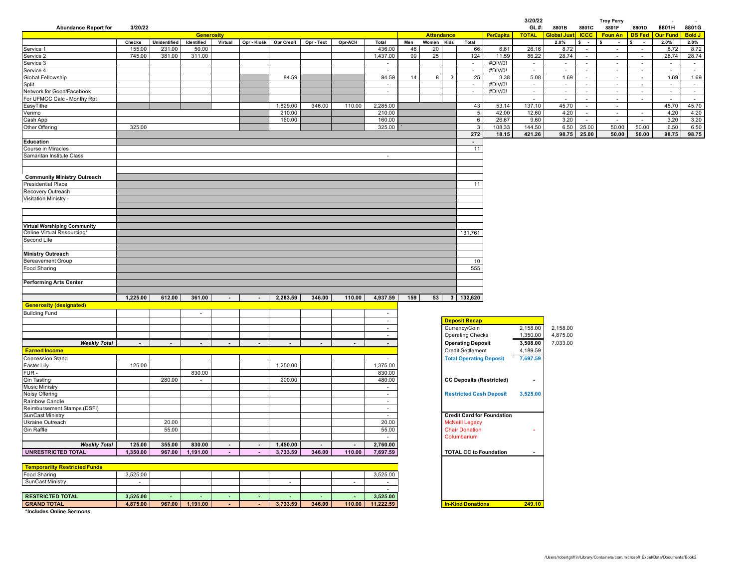| Abundance Report for | 3/20/22 | | | | | | | | | | | | | | | 3/20/22 | | | Troy Perry | | - | - |
|---|---|---|---|---|---|---|---|---|---|---|---|---|---|---|---|---|---|---|---|---|---|---|
| | | | | | | | | | | | | | | | | GL #: | 8801B | 8801C | 8801F | 8801D | 8801H | 8801G |
| | Generosity | | | | | | | | | Attendance | | | | PerCapita | TOTAL | Global Just | ICCC | Foun An | DS Fed | Our Fund | Bold J | |
| | Checks | Unidentified | Identified | Virtual | Opr - Kiosk | Opr Credit | Opr - Text | Opr-ACH | Total | Men | Women | Kids | Total | | | 2.0% | $ - | $ - | $ - | 2.0% | 2.0% | |
| Service 1 | 155.00 | 231.00 | 50.00 | | | | | | 436.00 | 46 | 20 | | 66 | 6.61 | 26.16 | 8.72 | - | - | - | 8.72 | 8.72 | |
| Service 2 | 745.00 | 381.00 | 311.00 | | | | | | 1,437.00 | 99 | 25 | | 124 | 11.59 | 86.22 | 28.74 | - | - | - | 28.74 | 28.74 | |
| Service 3 | | | | | | | | | - | | | | - | #DIV/0! | - | - | - | - | - | - | - | |
| Service 4 | | | | | | | | | - | | | | - | #DIV/0! | - | - | - | - | - | - | - | |
| Global Fellowship | | | | | | 84.59 | | | 84.59 | 14 | 8 | 3 | 25 | 3.38 | 5.08 | 1.69 | - | - | - | 1.69 | 1.69 | |
| Split | | | | | | | | | - | | | | - | #DIV/0! | - | - | - | - | - | - | - | |
| Network for Good/Facebook | | | | | | | | | - | | | | - | #DIV/0! | - | - | - | - | - | - | - | |
| For UFMCC Calc - Monthy Rpt | | | | | | | | | | | | | | | - | - | - | - | - | - | - | |
| EasyTithe | | | | | | 1,829.00 | 346.00 | 110.00 | 2,285.00 | | | | 43 | 53.14 | 137.10 | 45.70 | - | - | | 45.70 | 45.70 | |
| Venmo | | | | | | 210.00 | | | 210.00 | | | | 5 | 42.00 | 12.60 | 4.20 | - | - | - | 4.20 | 4.20 | |
| Cash App | | | | | | 160.00 | | | 160.00 | | | | 6 | 26.67 | 9.60 | 3.20 | - | - | - | 3.20 | 3.20 | |
| Other Offering | 325.00 | | | | | | | | 325.00 | | | | 3 | 108.33 | 144.50 | 6.50 | 25.00 | 50.00 | 50.00 | 6.50 | 6.50 | |
| | | | | | | | | | | | | | 272 | 18.15 | 421.26 | 98.75 | 25.00 | 50.00 | 50.00 | 98.75 | 98.75 | |
| **Education** | | | | | | | | | | | | | - | | | | | | | | | |
| Course in Miracles | | | | | | | | | | | | | 11 | | | | | | | | | |
| Samaritan Institute Class | | | | | | | | | - | | | | | | | | | | | | | |
| **Community Ministry Outreach** | | | | | | | | | | | | | | | | | | | | | | |
| Presidential Place | | | | | | | | | | | | | 11 | | | | | | | | | |
| Recovery Outreach | | | | | | | | | | | | | | | | | | | | | | |
| Visitation Ministry - | | | | | | | | | | | | | | | | | | | | | | |
| **Virtual Worshiping Community** | | | | | | | | | | | | | | | | | | | | | | |
| Online Virtual Resourcing* | | | | | | | | | | | | | 131,761 | | | | | | | | | |
| Second Life | | | | | | | | | | | | | | | | | | | | | | |
| **Ministry Outreach** | | | | | | | | | | | | | | | | | | | | | | |
| Bereavement Group | | | | | | | | | | | | | 10 | | | | | | | | | |
| Food Sharing | | | | | | | | | | | | | 555 | | | | | | | | | |
| **Performing Arts Center** | | | | | | | | | | | | | | | | | | | | | | |
| | 1,225.00 | 612.00 | 361.00 | - | - | 2,283.59 | 346.00 | 110.00 | 4,937.59 | 159 | 53 | 3 | 132,620 | | | | | | | | | |

| Generosity (designated) | Checks | Unidentified | Identified | Virtual | Opr - Kiosk | Opr Credit | Opr - Text | Opr-ACH | Total |
|---|---|---|---|---|---|---|---|---|---|
| Building Fund | | | - | | | | | | - |
| | | | | | | | | | - |
| | | | | | | | | | - |
| | | | | | | | | | - |
| ***Weekly Total*** | - | - | - | - | - | - | - | - | - |
| **Earned Income** | | | | | | | | | |
| Concession Stand | | | | | | | | | - |
| Easter Lily | 125.00 | | | | | 1,250.00 | | | 1,375.00 |
| FUR - | | | 830.00 | | | | | | 830.00 |
| Gin Tasting | | 280.00 | - | | | 200.00 | | | 480.00 |
| Music Ministry | | | | | | | | | - |
| Noisy Offering | | | | | | | | | - |
| Rainbow Candle | | | | | | | | | - |
| Reimbursement Stamps (DSFI) | | | | | | | | | - |
| SunCast Ministry | | | | | | | | | - |
| Ukraine Outreach | | 20.00 | | | | | | | 20.00 |
| Gin Raffle | | 55.00 | | | | | | | 55.00 |
| | | | | | | | | | - |
| ***Weekly Total*** | 125.00 | 355.00 | 830.00 | - | - | 1,450.00 | - | - | 2,760.00 |
| **UNRESTRICTED TOTAL** | 1,350.00 | 967.00 | 1,191.00 | - | - | 3,733.59 | 346.00 | 110.00 | 7,697.59 |
| **Temporarilty Restricted Funds** | | | | | | | | | |
| Food Sharing | 3,525.00 | | | | | | | | 3,525.00 |
| SunCast Ministry | - | | | | | - | | - | - |
| | | | | | | | | | - |
| **RESTRICTED TOTAL** | 3,525.00 | - | - | - | - | - | - | - | 3,525.00 |
| **GRAND TOTAL** | 4,875.00 | 967.00 | 1,191.00 | - | - | 3,733.59 | 346.00 | 110.00 | 11,222.59 |

***Includes Online Sermons**

| Deposit Recap | | |
|---|---|---|
| Currency/Coin | 2,158.00 | 2,158.00 |
| Operating Checks | 1,350.00 | 4,875.00 |
| **Operating Deposit** | **3,508.00** | 7,033.00 |
| Credit Settlement | 4,189.59 | |
| **Total Operating Deposit** | **7,697.59** | |
| **CC Deposits (Restricted)** | - | |
| **Restricted Cash Deposit** | **3,525.00** | |
| **Credit Card for Foundation** | | |
| McNeill Legacy | | |
| Chair Donation | - | |
| Columbarium | | |
| **TOTAL CC to Foundation** | - | |
| **In-Kind Donations** | **249.10** | |

/Users/robertgriffin/Library/Containers/com.microsoft.Excel/Data/Documents/Book2